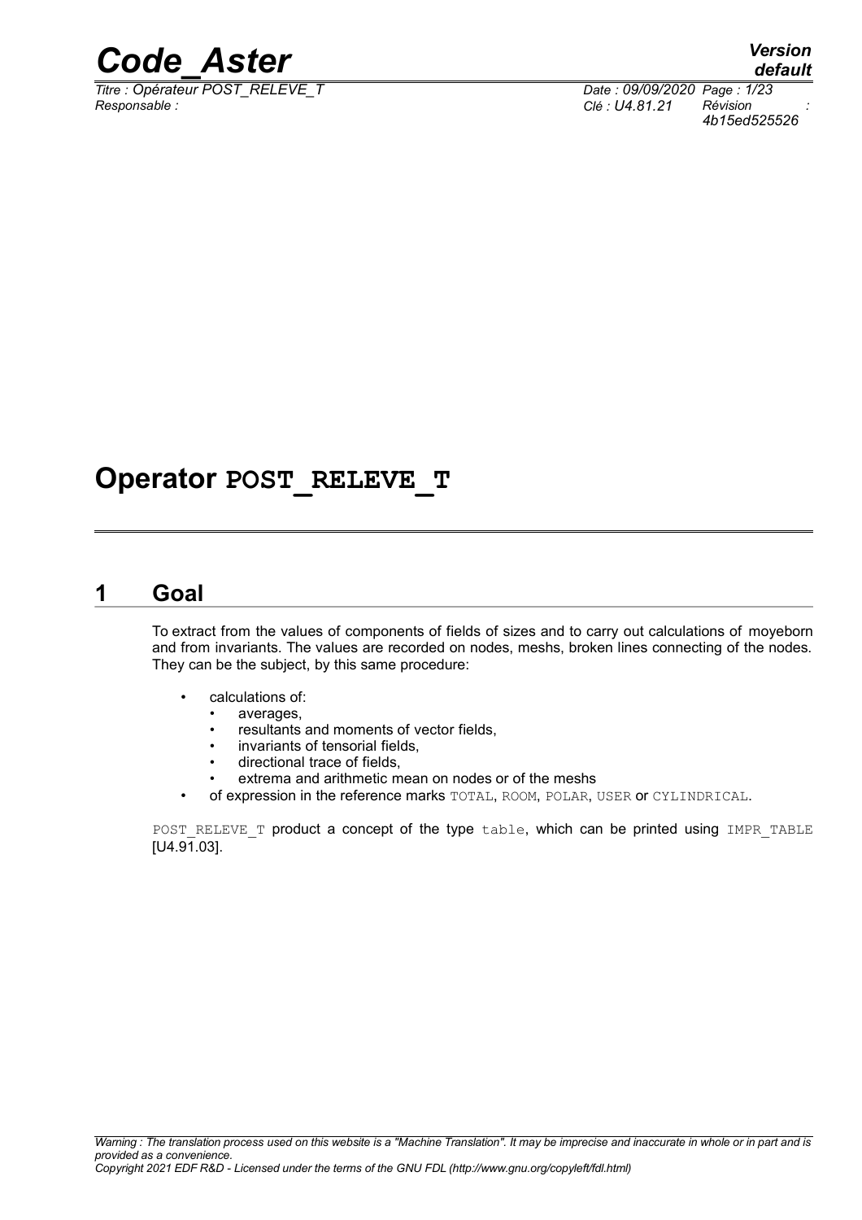# Operator POST_RELEVE_T

## 1 Goal

To extract from the values of components of fields of sizes and to carry out calculations of moyeborn and from invariants. The values are recorded on nodes, meshs, broken lines connecting of the nodes. They can be the subject, by this same procedure:

- calculations of:
    - averages,
    - resultants and moments of vector fields,
    - invariants of tensorial fields,
    - directional trace of fields,
    - extrema and arithmetic mean on nodes or of the meshs
- of expression in the reference marks TOTAL, ROOM, POLAR, USER or CYLINDRICAL.

POST_RELEVE_T product a concept of the type table, which can be printed using IMPR_TABLE [U4.91.03].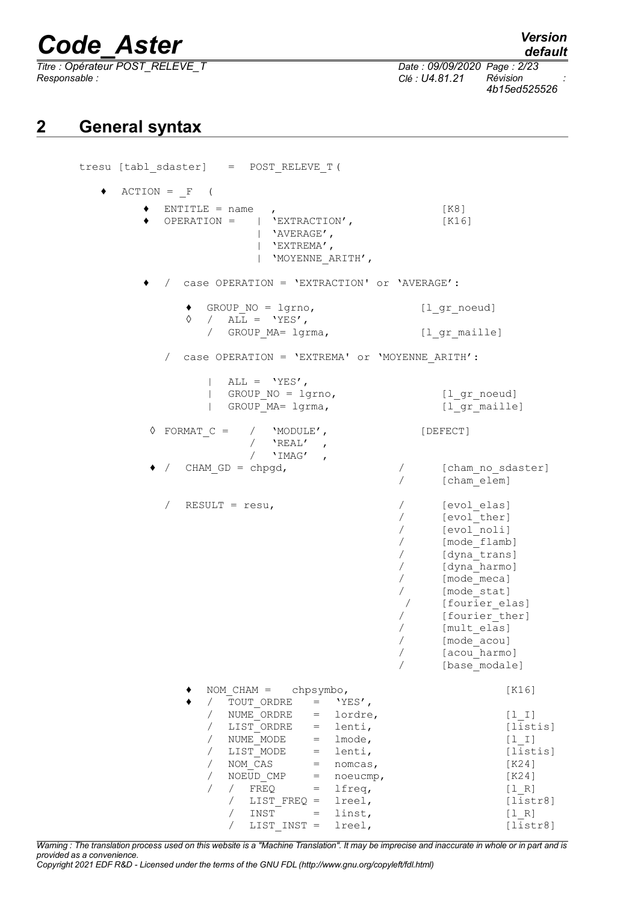## 2 General syntax

```
tresu [tabl_sdaster]  =  POST_RELEVE_T (

   ♦  ACTION = _F  (

        ♦  ENTITLE = name  ,                              [K8]
        ♦  OPERATION =    | 'EXTRACTION',                 [K16]
                          | 'AVERAGE',
                          | 'EXTREMA',
                          | 'MOYENNE_ARITH',

        ♦  /  case OPERATION = 'EXTRACTION' or 'AVERAGE':

              ♦  GROUP_NO = lgrno,                    [l_gr_noeud]
              ◊  /  ALL =  'YES',
                 /  GROUP_MA= lgrma,                  [l_gr_maille]

           /  case OPERATION = 'EXTREMA' or 'MOYENNE_ARITH':

                 |  ALL =  'YES',
                 |  GROUP_NO = lgrno,                    [l_gr_noeud]
                 |  GROUP_MA= lgrma,                     [l_gr_maille]

       ◊ FORMAT_C =    /  'MODULE',                   [DEFECT]
                       /  'REAL'  ,
                       /  'IMAG'  ,
       ♦ /  CHAM_GD = chpgd,                       /      [cham_no_sdaster]
                                                   /      [cham_elem]

         /  RESULT = resu,                         /      [evol_elas]
                                                   /      [evol_ther]
                                                   /      [evol_noli]
                                                   /      [mode_flamb]
                                                   /      [dyna_trans]
                                                   /      [dyna_harmo]
                                                   /      [mode_meca]
                                                   /      [mode_stat]
                                                   /      [fourier_elas]
                                                   /      [fourier_ther]
                                                   /      [mult_elas]
                                                   /      [mode_acou]
                                                   /      [acou_harmo]
                                                   /      [base_modale]

              ♦  NOM_CHAM =   chpsymbo,                          [K16]
              ♦  /  TOUT_ORDRE    =  'YES',
                 /  NUME_ORDRE    =  lordre,                     [l_I]
                 /  LIST_ORDRE    =  lenti,                      [listis]
                 /  NUME_MODE     =  lmode,                      [l_I]
                 /  LIST_MODE     =  lenti,                      [listis]
                 /  NOM_CAS       =  nomcas,                     [K24]
                 /  NOEUD_CMP     =  noeucmp,                    [K24]
                 /  /  FREQ       =  lfreq,                      [l_R]
                    /  LIST_FREQ =  lreel,                       [listr8]
                    /  INST       =  linst,                      [l_R]
                    /  LIST_INST =  lreel,                       [listr8]
```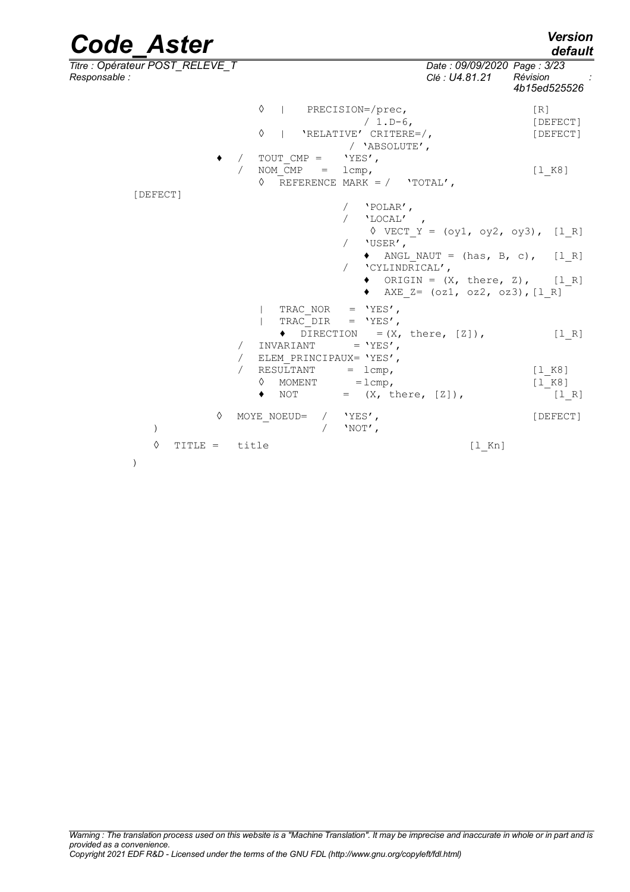```
                    ◊   |    PRECISION=/prec,                           [R]
                                        / 1.D-6,                        [DEFECT]
                    ◊   |   'RELATIVE' CRITERE=/,                       [DEFECT]
                                        / 'ABSOLUTE',
                ♦   /   TOUT_CMP =     'YES',
                    /   NOM_CMP   =   lcmp,                             [l_K8]
                        ◊  REFERENCE MARK = /  'TOTAL',
        [DEFECT]
                                        /   'POLAR',
                                        /   'LOCAL'   ,
                                               ◊ VECT_Y = (oy1, oy2, oy3),  [l_R]
                                        /   'USER',
                                            ♦  ANGL_NAUT = (has, B, c),   [l_R]
                                        /   'CYLINDRICAL',
                                            ♦  ORIGIN = (X, there, Z),    [l_R]
                                            ♦  AXE_Z= (oz1, oz2, oz3),[l_R]
                        |   TRAC_NOR    = 'YES',
                        |   TRAC_DIR    = 'YES',
                            ♦  DIRECTION    =(X, there, [Z]),           [l_R]
                    /   INVARIANT       = 'YES',
                    /   ELEM_PRINCIPAUX= 'YES',
                    /   RESULTANT       = lcmp,                         [l_K8]
                        ◊   MOMENT       =lcmp,                         [l_K8]
                        ♦   NOT        =  (X, there, [Z]),              [l_R]

                ◊   MOYE_NOEUD=  /   'YES',                             [DEFECT]
    )                            /   'NOT',

    ◊   TITLE =   title                                       [l_Kn]
)
```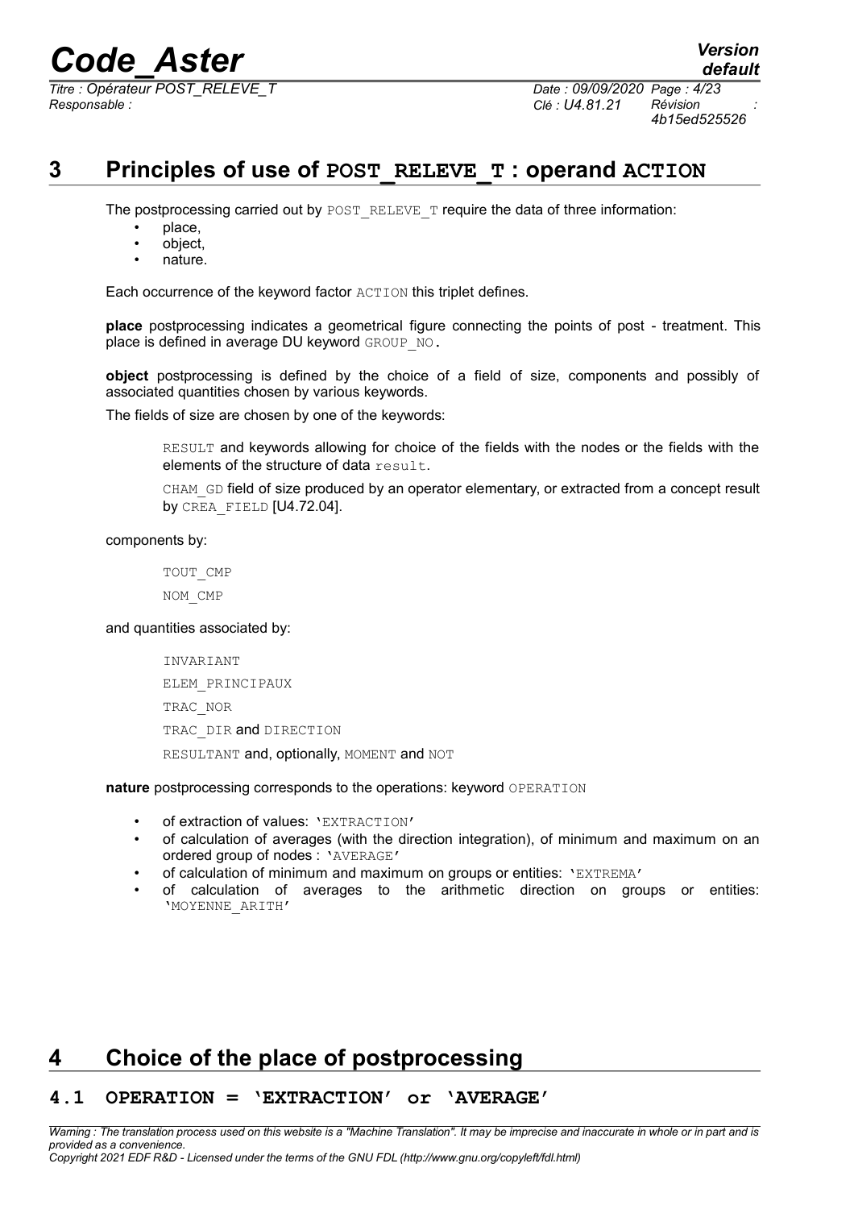# 3 Principles of use of POST_RELEVE_T : operand ACTION

The postprocessing carried out by POST_RELEVE_T require the data of three information:

- place,
- object,
- nature.

Each occurrence of the keyword factor ACTION this triplet defines.

**place** postprocessing indicates a geometrical figure connecting the points of post - treatment. This place is defined in average DU keyword GROUP_NO.

**object** postprocessing is defined by the choice of a field of size, components and possibly of associated quantities chosen by various keywords.

The fields of size are chosen by one of the keywords:

> RESULT and keywords allowing for choice of the fields with the nodes or the fields with the elements of the structure of data result.
>
> CHAM_GD field of size produced by an operator elementary, or extracted from a concept result by CREA_FIELD [U4.72.04].

components by:

> TOUT_CMP
>
> NOM_CMP

and quantities associated by:

> INVARIANT
>
> ELEM_PRINCIPAUX
>
> TRAC_NOR
>
> TRAC_DIR and DIRECTION
>
> RESULTANT and, optionally, MOMENT and NOT

**nature** postprocessing corresponds to the operations: keyword OPERATION

- of extraction of values: 'EXTRACTION'
- of calculation of averages (with the direction integration), of minimum and maximum on an ordered group of nodes : 'AVERAGE'
- of calculation of minimum and maximum on groups or entities: 'EXTREMA'
- of calculation of averages to the arithmetic direction on groups or entities: 'MOYENNE_ARITH'

# 4 Choice of the place of postprocessing

## 4.1 OPERATION = 'EXTRACTION' or 'AVERAGE'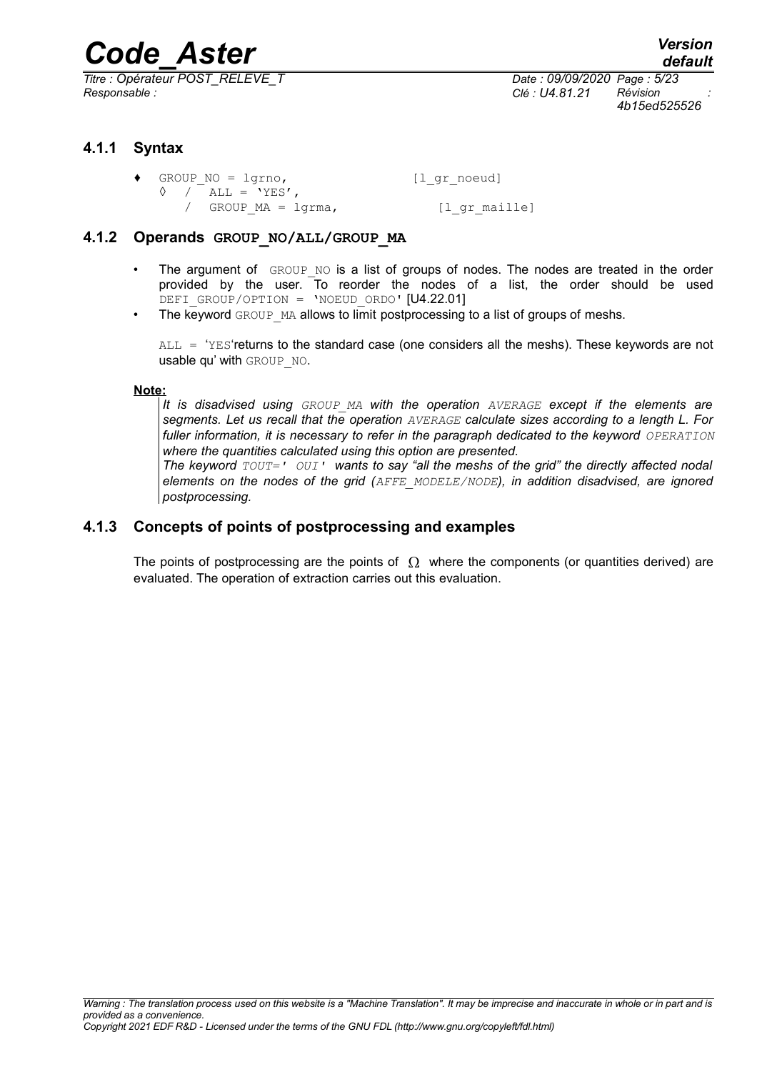### 4.1.1 Syntax

```
♦   GROUP_NO = lgrno,                [l_gr_noeud]
    ◊  /  ALL = 'YES',
       /  GROUP_MA = lgrma,             [l_gr_maille]
```

### 4.1.2 Operands **GROUP_NO/ALL/GROUP_MA**

- The argument of GROUP_NO is a list of groups of nodes. The nodes are treated in the order provided by the user. To reorder the nodes of a list, the order should be used DEFI_GROUP/OPTION = 'NOEUD_ORDO' [U4.22.01]
- The keyword GROUP_MA allows to limit postprocessing to a list of groups of meshs.

  ALL = 'YES'returns to the standard case (one considers all the meshs). These keywords are not usable qu' with GROUP_NO.

**Note:**

*It is disadvised using GROUP_MA with the operation AVERAGE except if the elements are segments. Let us recall that the operation AVERAGE calculate sizes according to a length L. For fuller information, it is necessary to refer in the paragraph dedicated to the keyword OPERATION where the quantities calculated using this option are presented.*
*The keyword TOUT=' OUI' wants to say "all the meshs of the grid" the directly affected nodal elements on the nodes of the grid (AFFE_MODELE/NODE), in addition disadvised, are ignored postprocessing.*

### 4.1.3 Concepts of points of postprocessing and examples

The points of postprocessing are the points of $\Omega$ where the components (or quantities derived) are evaluated. The operation of extraction carries out this evaluation.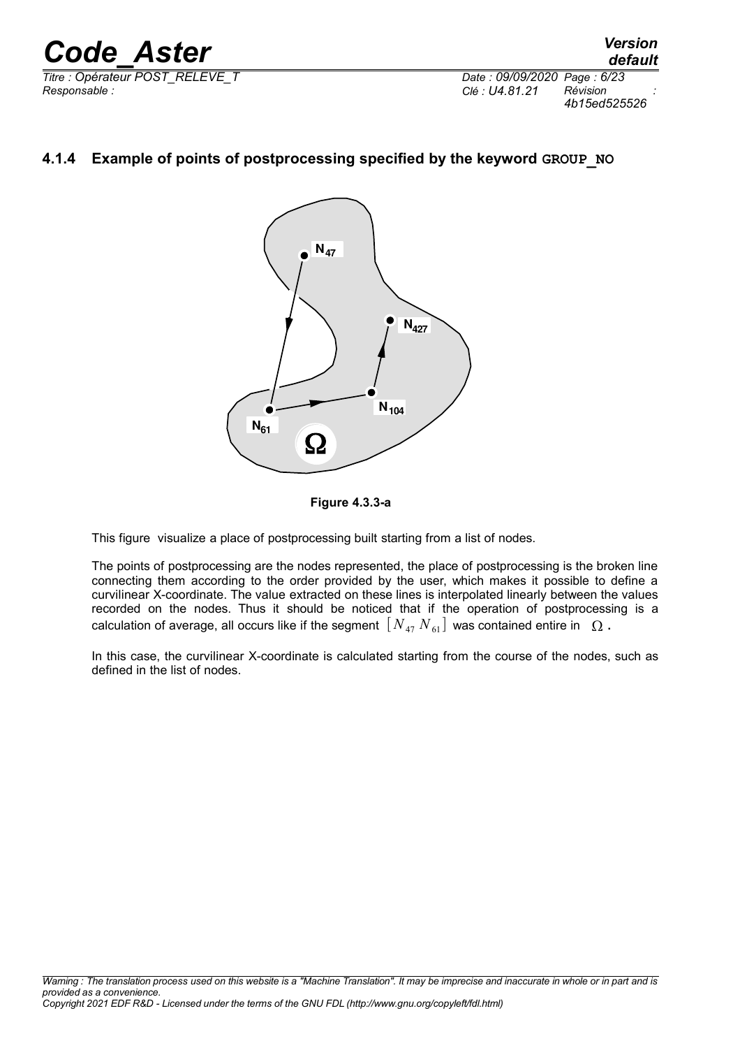### 4.1.4 Example of points of postprocessing specified by the keyword GROUP_NO

**Figure 4.3.3-a**

This figure visualize a place of postprocessing built starting from a list of nodes.

The points of postprocessing are the nodes represented, the place of postprocessing is the broken line connecting them according to the order provided by the user, which makes it possible to define a curvilinear X-coordinate. The value extracted on these lines is interpolated linearly between the values recorded on the nodes. Thus it should be noticed that if the operation of postprocessing is a calculation of average, all occurs like if the segment $[N_{47}\ N_{61}]$ was contained entire in $\Omega$.

In this case, the curvilinear X-coordinate is calculated starting from the course of the nodes, such as defined in the list of nodes.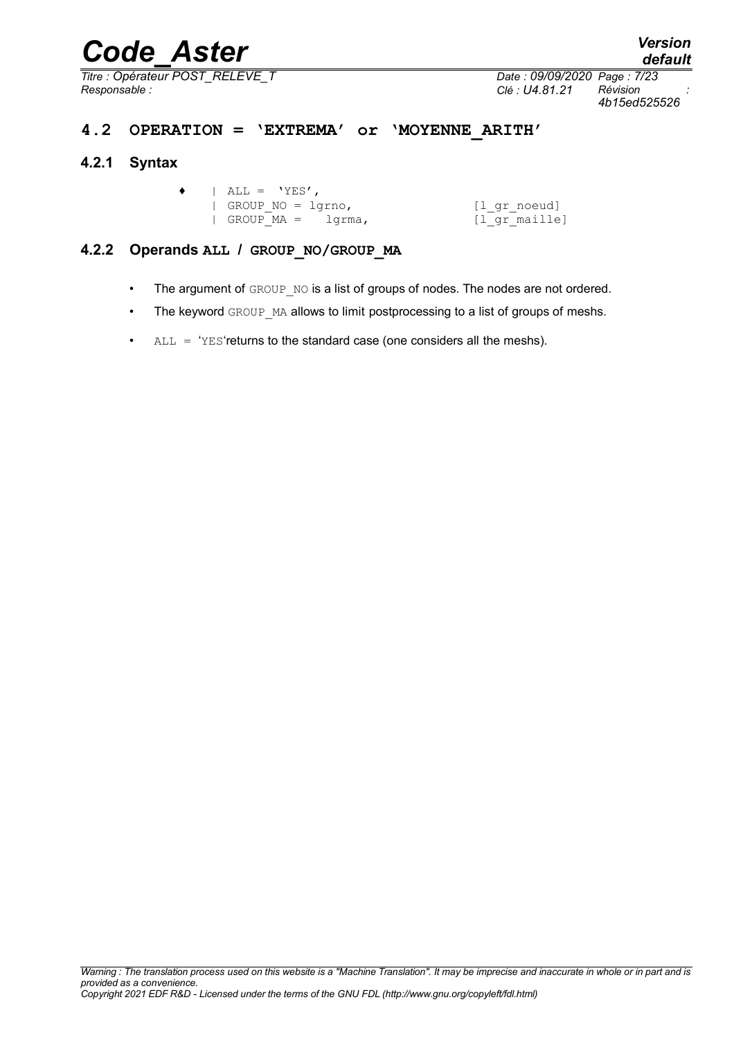## 4.2 OPERATION = 'EXTREMA' or 'MOYENNE_ARITH'

### 4.2.1 Syntax

```
♦    | ALL = 'YES',
     | GROUP_NO = lgrno,              [l_gr_noeud]
     | GROUP_MA =   lgrma,            [l_gr_maille]
```

### 4.2.2 Operands ALL / GROUP_NO/GROUP_MA

- The argument of GROUP_NO is a list of groups of nodes. The nodes are not ordered.
- The keyword GROUP_MA allows to limit postprocessing to a list of groups of meshs.
- ALL = 'YES'returns to the standard case (one considers all the meshs).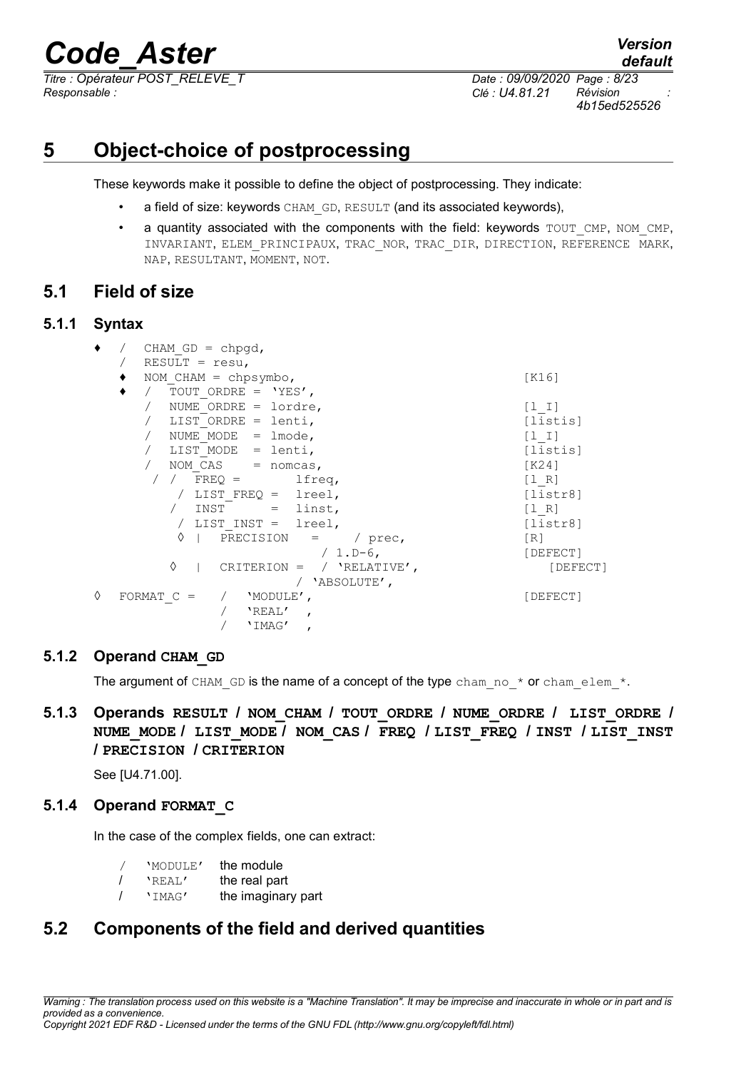# 5 Object-choice of postprocessing

These keywords make it possible to define the object of postprocessing. They indicate:

- a field of size: keywords CHAM_GD, RESULT (and its associated keywords),
- a quantity associated with the components with the field: keywords TOUT_CMP, NOM_CMP, INVARIANT, ELEM_PRINCIPAUX, TRAC_NOR, TRAC_DIR, DIRECTION, REFERENCE MARK, NAP, RESULTANT, MOMENT, NOT.

## 5.1 Field of size

### 5.1.1 Syntax

```
♦   /   CHAM_GD = chpgd,
    /   RESULT = resu,
    ♦   NOM_CHAM = chpsymbo,                            [K16]
    ♦   /   TOUT_ORDRE = 'YES',
        /   NUME_ORDRE = lordre,                        [l_I]
        /   LIST_ORDRE = lenti,                         [listis]
        /   NUME_MODE  = lmode,                         [l_I]
        /   LIST_MODE  = lenti,                         [listis]
        /   NOM_CAS    = nomcas,                        [K24]
         / /   FREQ =       lfreq,                      [l_R]
             / LIST_FREQ =  lreel,                      [listr8]
           /   INST     =   linst,                      [l_R]
             / LIST_INST =  lreel,                      [listr8]
            ◊ |  PRECISION   =     / prec,              [R]
                                 / 1.D-6,               [DEFECT]
           ◊  |   CRITERION =  / 'RELATIVE',               [DEFECT]
                               / 'ABSOLUTE',
◊   FORMAT_C =    /   'MODULE',                         [DEFECT]
                  /   'REAL'   ,
                  /   'IMAG'   ,
```

### 5.1.2 Operand **CHAM_GD**

The argument of CHAM_GD is the name of a concept of the type cham_no_* or cham_elem_*.

### 5.1.3 Operands **RESULT / NOM_CHAM / TOUT_ORDRE / NUME_ORDRE / LIST_ORDRE / NUME_MODE / LIST_MODE / NOM_CAS / FREQ / LIST_FREQ / INST / LIST_INST / PRECISION / CRITERION**

See [U4.71.00].

### 5.1.4 Operand **FORMAT_C**

In the case of the complex fields, one can extract:

/ 'MODULE' the module
/ 'REAL' the real part
/ 'IMAG' the imaginary part

## 5.2 Components of the field and derived quantities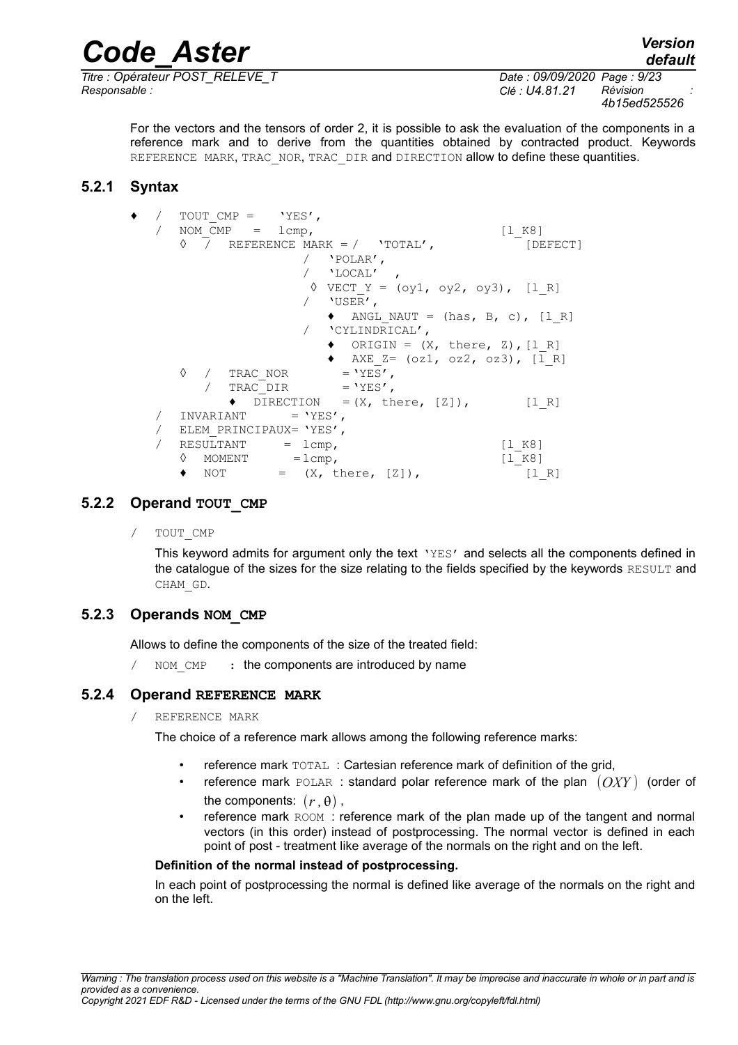For the vectors and the tensors of order 2, it is possible to ask the evaluation of the components in a reference mark and to derive from the quantities obtained by contracted product. Keywords REFERENCE MARK, TRAC_NOR, TRAC_DIR and DIRECTION allow to define these quantities.

### 5.2.1 Syntax

```
♦  /  TOUT_CMP =    'YES',
   /  NOM_CMP   =   lcmp,                          [l_K8]
      ◊  /  REFERENCE MARK = /  'TOTAL',              [DEFECT]
                           /  'POLAR',
                           /  'LOCAL'  ,
                            ◊ VECT_Y = (oy1, oy2, oy3),  [l_R]
                           /  'USER',
                              ♦  ANGL_NAUT = (has, B, c), [l_R]
                           /  'CYLINDRICAL',
                              ♦  ORIGIN = (X, there, Z),[l_R]
                              ♦  AXE_Z= (oz1, oz2, oz3), [l_R]
      ◊  /  TRAC_NOR        = 'YES',
         /  TRAC_DIR        = 'YES',
            ♦  DIRECTION    = (X, there, [Z]),         [l_R]
   /  INVARIANT       = 'YES',
   /  ELEM_PRINCIPAUX= 'YES',
   /  RESULTANT      = lcmp,                        [l_K8]
      ◊  MOMENT       = lcmp,                        [l_K8]
      ♦  NOT        =  (X, there, [Z]),              [l_R]
```

### 5.2.2 Operand TOUT_CMP

/ TOUT_CMP

This keyword admits for argument only the text 'YES' and selects all the components defined in the catalogue of the sizes for the size relating to the fields specified by the keywords RESULT and CHAM_GD.

### 5.2.3 Operands NOM_CMP

Allows to define the components of the size of the treated field:

/ NOM_CMP : the components are introduced by name

### 5.2.4 Operand REFERENCE MARK

/ REFERENCE MARK

The choice of a reference mark allows among the following reference marks:

- reference mark TOTAL : Cartesian reference mark of definition of the grid,
- reference mark POLAR : standard polar reference mark of the plan $(OXY)$ (order of the components: $(r, \theta)$,
- reference mark ROOM : reference mark of the plan made up of the tangent and normal vectors (in this order) instead of postprocessing. The normal vector is defined in each point of post - treatment like average of the normals on the right and on the left.

**Definition of the normal instead of postprocessing.**

In each point of postprocessing the normal is defined like average of the normals on the right and on the left.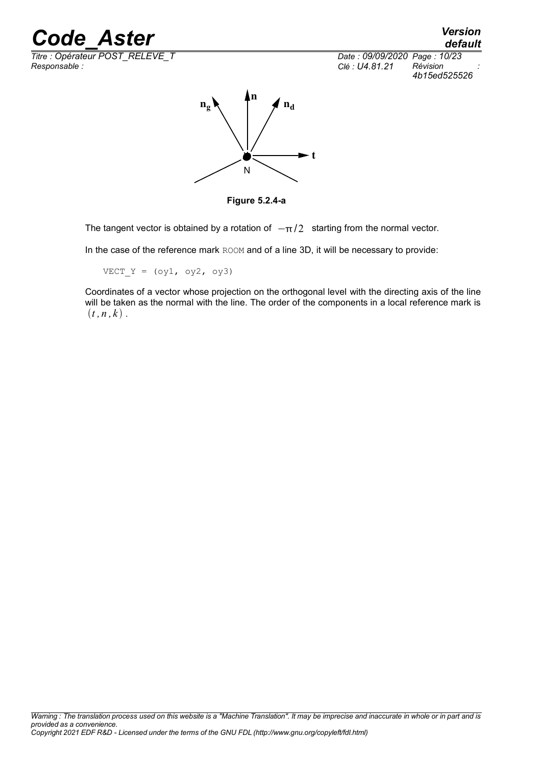Figure 5.2.4-a

The tangent vector is obtained by a rotation of $-\pi/2$ starting from the normal vector.

In the case of the reference mark ROOM and of a line 3D, it will be necessary to provide:

```
VECT_Y = (oy1, oy2, oy3)
```

Coordinates of a vector whose projection on the orthogonal level with the directing axis of the line will be taken as the normal with the line. The order of the components in a local reference mark is $(t, n, k)$.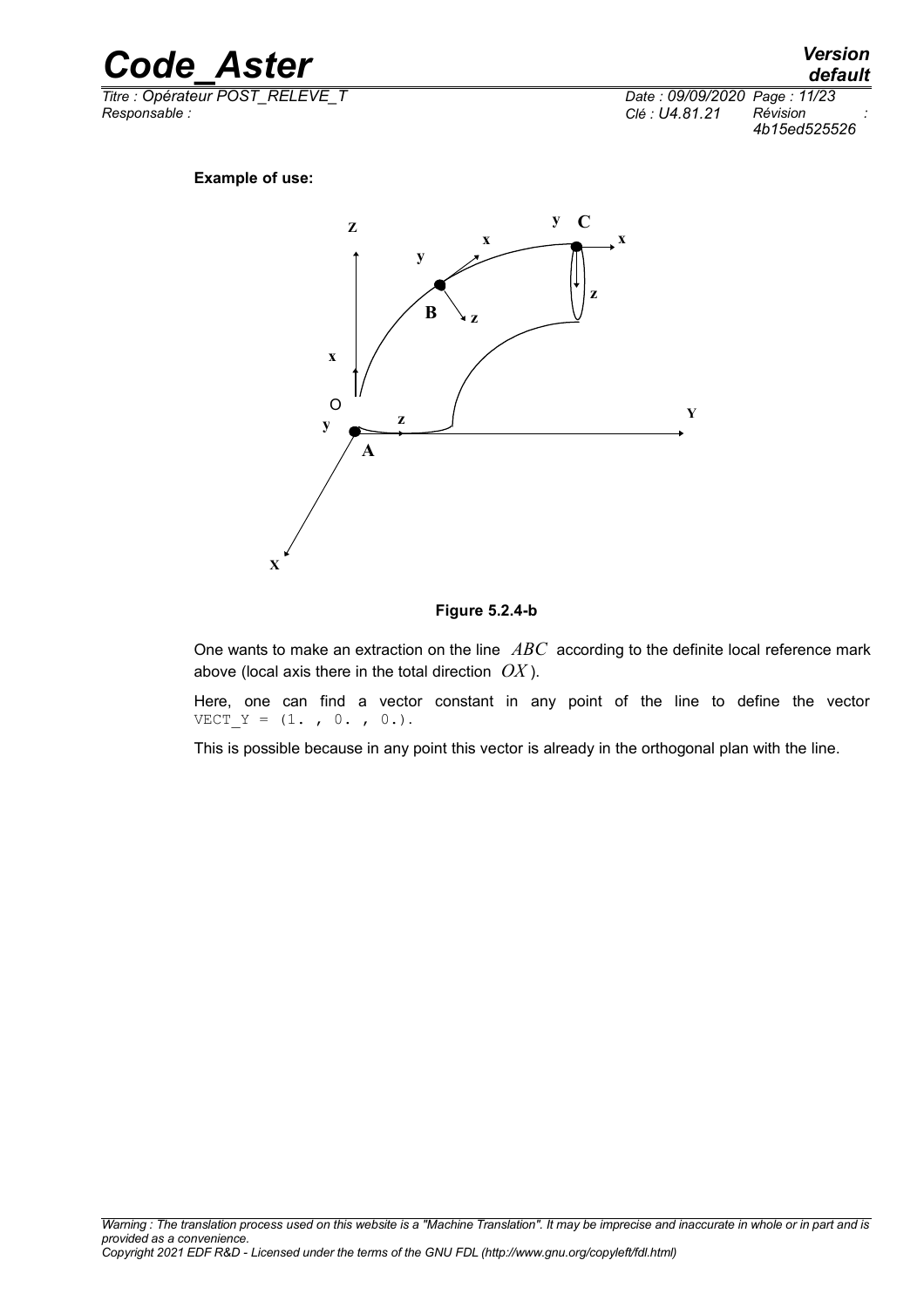**Example of use:**

Figure 5.2.4-b

One wants to make an extraction on the line $ABC$ according to the definite local reference mark above (local axis there in the total direction $OX$).

Here, one can find a vector constant in any point of the line to define the vector `VECT_Y = (1. , 0. , 0.)`.

This is possible because in any point this vector is already in the orthogonal plan with the line.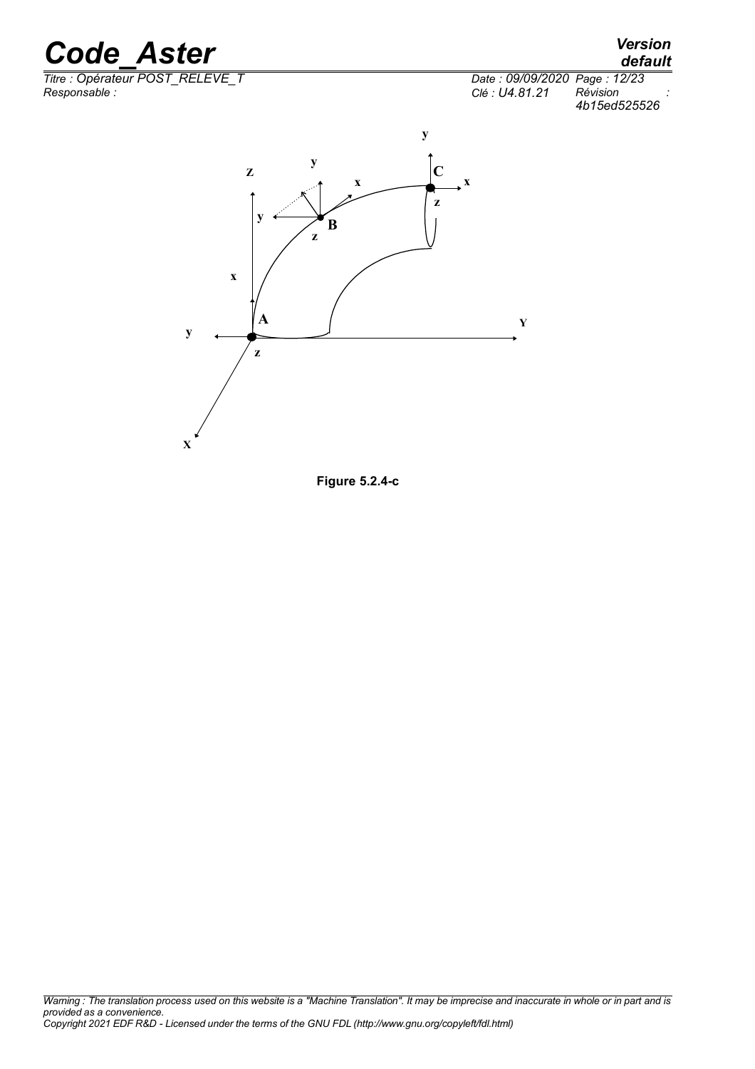Figure 5.2.4-c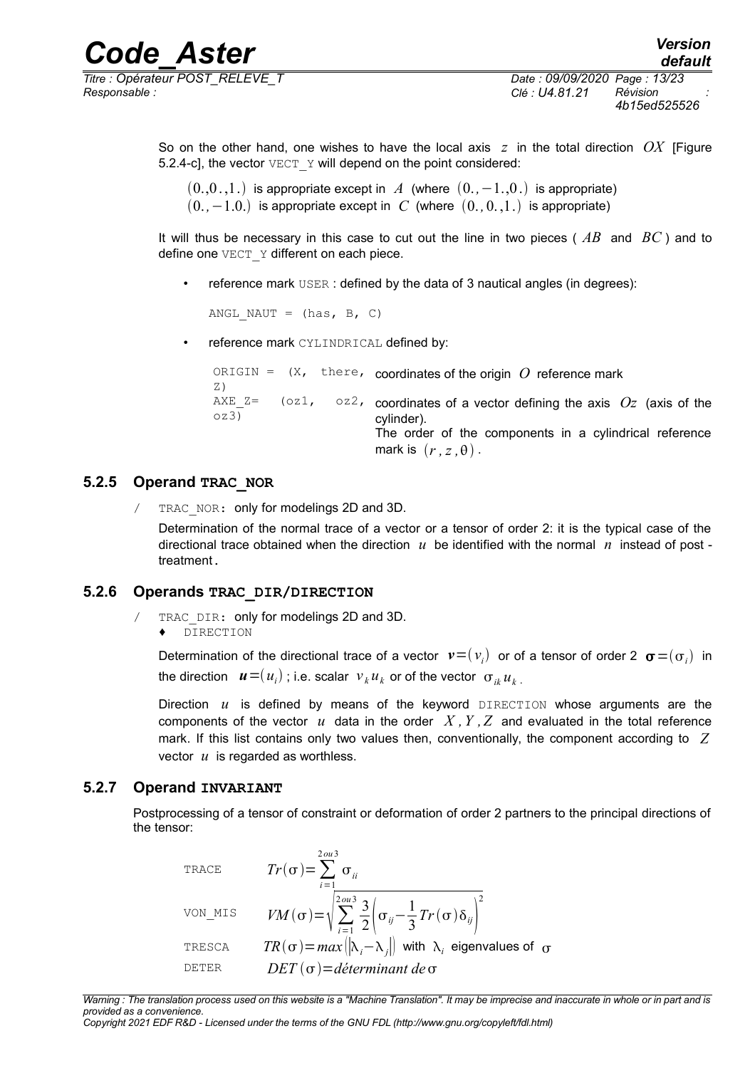So on the other hand, one wishes to have the local axis $z$ in the total direction $OX$ [Figure 5.2.4-c], the vector VECT_Y will depend on the point considered:

$(0.,0.,1.)$ is appropriate except in $A$ (where $(0.,-1.,0.)$ is appropriate)
$(0.,-1.0.)$ is appropriate except in $C$ (where $(0.,0.,1.)$ is appropriate)

It will thus be necessary in this case to cut out the line in two pieces ( $AB$ and $BC$ ) and to define one VECT_Y different on each piece.

- reference mark USER : defined by the data of 3 nautical angles (in degrees):

```
ANGL_NAUT = (has, B, C)
```

- reference mark CYLINDRICAL defined by:

| | |
|---|---|
| ORIGIN = (X, there, Z) | coordinates of the origin $O$ reference mark |
| AXE_Z= (oz1, oz2, oz3) | coordinates of a vector defining the axis $Oz$ (axis of the cylinder). The order of the components in a cylindrical reference mark is $(r, z, \theta)$. |

### 5.2.5 Operand **TRAC_NOR**

/ TRAC_NOR: only for modelings 2D and 3D.

Determination of the normal trace of a vector or a tensor of order 2: it is the typical case of the directional trace obtained when the direction $u$ be identified with the normal $n$ instead of post - treatment.

### 5.2.6 Operands **TRAC_DIR/DIRECTION**

/ TRAC_DIR: only for modelings 2D and 3D.
♦ DIRECTION

Determination of the directional trace of a vector $\boldsymbol{v}=(v_i)$ or of a tensor of order 2 $\boldsymbol{\sigma}=(\sigma_i)$ in the direction $\boldsymbol{u}=(u_i)$ ; i.e. scalar $v_k u_k$ or of the vector $\sigma_{ik} u_k$ .

Direction $u$ is defined by means of the keyword DIRECTION whose arguments are the components of the vector $u$ data in the order $X, Y, Z$ and evaluated in the total reference mark. If this list contains only two values then, conventionally, the component according to $Z$ vector $u$ is regarded as worthless.

### 5.2.7 Operand **INVARIANT**

Postprocessing of a tensor of constraint or deformation of order 2 partners to the principal directions of the tensor:

| | |
|---|---|
| TRACE | $Tr(\sigma)=\sum_{i=1}^{2\,ou\,3} \sigma_{ii}$ |
| VON_MIS | $VM(\sigma)=\sqrt{\sum_{i=1}^{2\,ou\,3} \frac{3}{2}\left(\sigma_{ij}-\frac{1}{3}Tr(\sigma)\delta_{ij}\right)^2}$ |
| TRESCA | $TR(\sigma)=max\left(\left\|\lambda_i-\lambda_j\right\|\right)$ with $\lambda_i$ eigenvalues of $\sigma$ |
| DETER | $DET(\sigma)=déterminant\ de\ \sigma$ |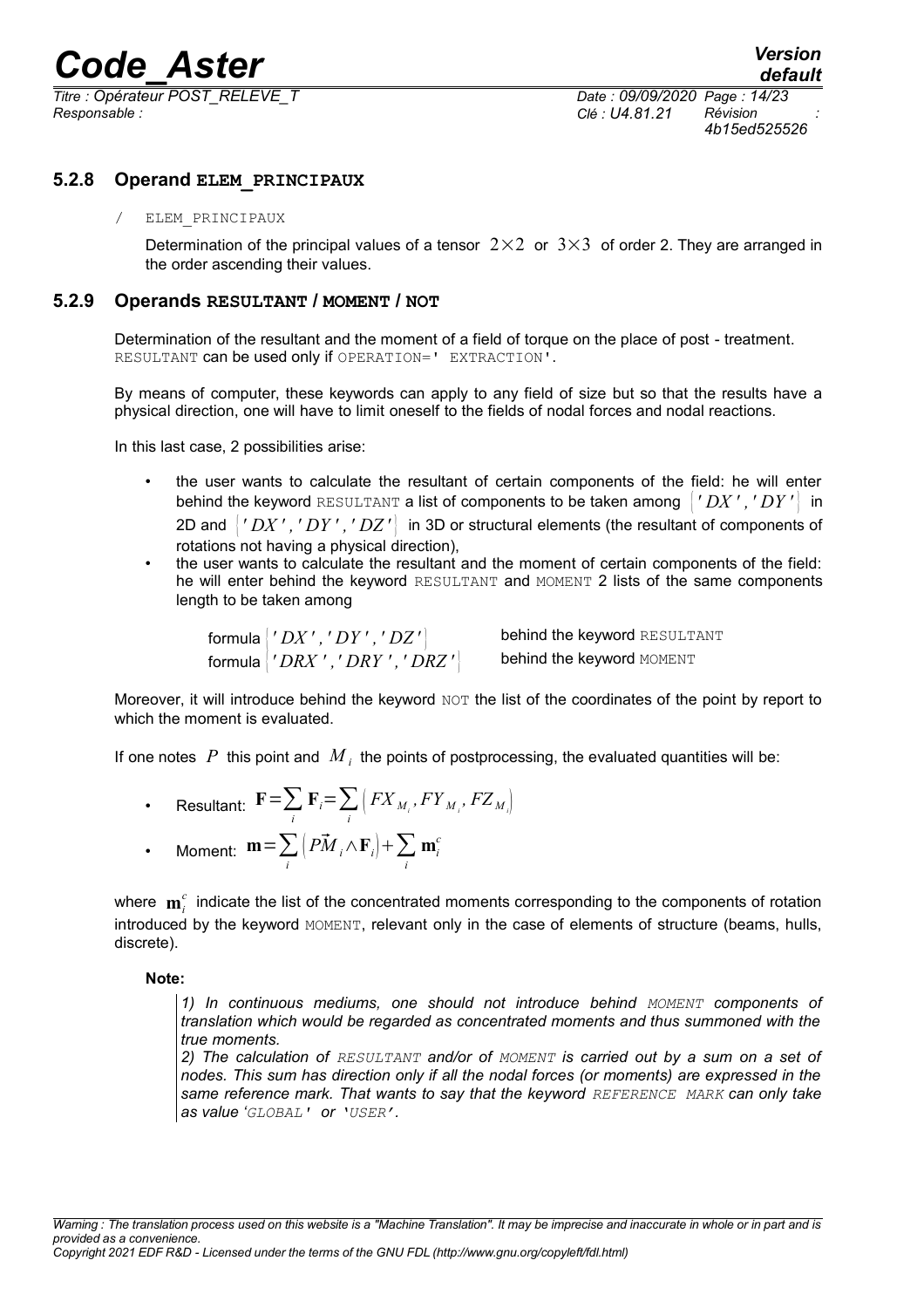### 5.2.8 Operand ELEM_PRINCIPAUX

/ ELEM_PRINCIPAUX

Determination of the principal values of a tensor $2 \times 2$ or $3 \times 3$ of order 2. They are arranged in the order ascending their values.

### 5.2.9 Operands RESULTANT / MOMENT / NOT

Determination of the resultant and the moment of a field of torque on the place of post - treatment. RESULTANT can be used only if OPERATION=' EXTRACTION'.

By means of computer, these keywords can apply to any field of size but so that the results have a physical direction, one will have to limit oneself to the fields of nodal forces and nodal reactions.

In this last case, 2 possibilities arise:

- the user wants to calculate the resultant of certain components of the field: he will enter behind the keyword RESULTANT a list of components to be taken among $\{'DX', 'DY'\}$ in 2D and $\{'DX', 'DY', 'DZ'\}$ in 3D or structural elements (the resultant of components of rotations not having a physical direction),
- the user wants to calculate the resultant and the moment of certain components of the field: he will enter behind the keyword RESULTANT and MOMENT 2 lists of the same components length to be taken among

  formula $\{'DX', 'DY', 'DZ'\}$ behind the keyword RESULTANT
  formula $\{'DRX', 'DRY', 'DRZ'\}$ behind the keyword MOMENT

Moreover, it will introduce behind the keyword NOT the list of the coordinates of the point by report to which the moment is evaluated.

If one notes $P$ this point and $M_i$ the points of postprocessing, the evaluated quantities will be:

- Resultant: $\mathbf{F} = \sum_i \mathbf{F}_i = \sum_i \left(FX_{M_i}, FY_{M_i}, FZ_{M_i}\right)$
- Moment: $\mathbf{m} = \sum_i \left(\vec{PM}_i \wedge \mathbf{F}_i\right) + \sum_i \mathbf{m}_i^c$

where $\mathbf{m}_i^c$ indicate the list of the concentrated moments corresponding to the components of rotation introduced by the keyword MOMENT, relevant only in the case of elements of structure (beams, hulls, discrete).

**Note:**

*1) In continuous mediums, one should not introduce behind MOMENT components of translation which would be regarded as concentrated moments and thus summoned with the true moments.*
*2) The calculation of RESULTANT and/or of MOMENT is carried out by a sum on a set of nodes. This sum has direction only if all the nodal forces (or moments) are expressed in the same reference mark. That wants to say that the keyword REFERENCE MARK can only take as value 'GLOBAL' or 'USER'.*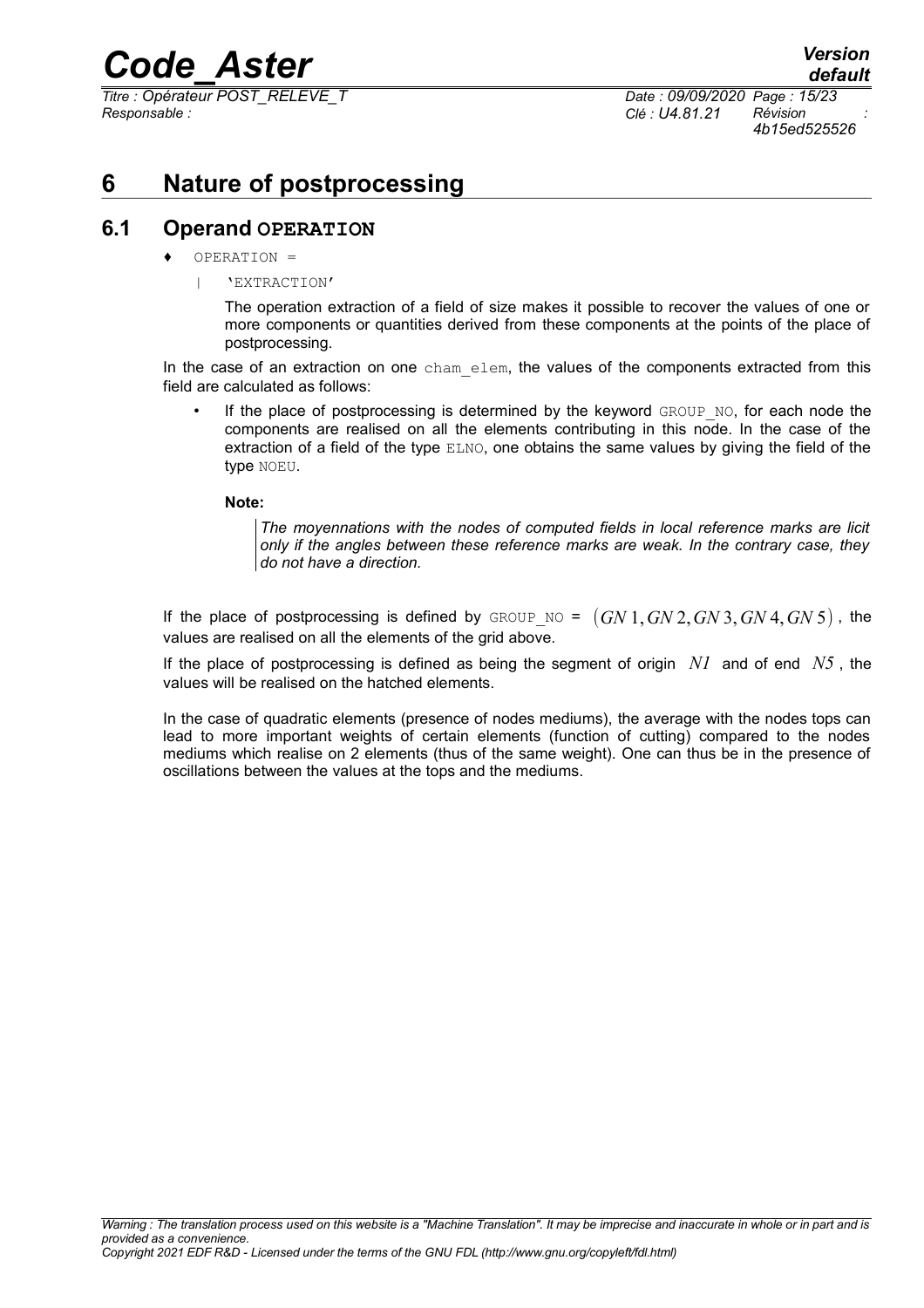# 6 Nature of postprocessing

## 6.1 Operand OPERATION

♦ OPERATION =

| 'EXTRACTION'

The operation extraction of a field of size makes it possible to recover the values of one or more components or quantities derived from these components at the points of the place of postprocessing.

In the case of an extraction on one cham_elem, the values of the components extracted from this field are calculated as follows:

- If the place of postprocessing is determined by the keyword GROUP_NO, for each node the components are realised on all the elements contributing in this node. In the case of the extraction of a field of the type ELNO, one obtains the same values by giving the field of the type NOEU.

**Note:**

> *The moyennations with the nodes of computed fields in local reference marks are licit only if the angles between these reference marks are weak. In the contrary case, they do not have a direction.*

If the place of postprocessing is defined by GROUP_NO = $(GN1, GN2, GN3, GN4, GN5)$, the values are realised on all the elements of the grid above.

If the place of postprocessing is defined as being the segment of origin $N1$ and of end $N5$, the values will be realised on the hatched elements.

In the case of quadratic elements (presence of nodes mediums), the average with the nodes tops can lead to more important weights of certain elements (function of cutting) compared to the nodes mediums which realise on 2 elements (thus of the same weight). One can thus be in the presence of oscillations between the values at the tops and the mediums.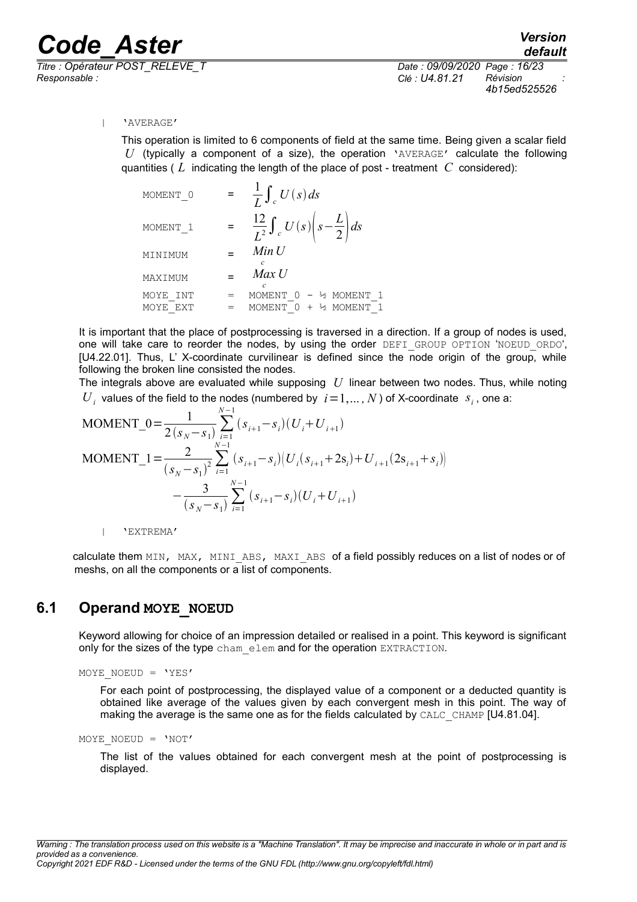| 'AVERAGE'

This operation is limited to 6 components of field at the same time. Being given a scalar field $U$ (typically a component of a size), the operation 'AVERAGE' calculate the following quantities ( $L$ indicating the length of the place of post - treatment $C$ considered):

| | | |
|---|---|---|
| MOMENT_0 | = | $\frac{1}{L}\int_c U(s)\,ds$ |
| MOMENT_1 | = | $\frac{12}{L^2}\int_c U(s)\left(s-\frac{L}{2}\right)ds$ |
| MINIMUM | = | $\underset{c}{Min}\,U$ |
| MAXIMUM | = | $\underset{c}{Max}\,U$ |
| MOYE_INT | = | MOMENT_0 - ½ MOMENT_1 |
| MOYE_EXT | = | MOMENT_0 + ½ MOMENT_1 |

It is important that the place of postprocessing is traversed in a direction. If a group of nodes is used, one will take care to reorder the nodes, by using the order DEFI_GROUP OPTION 'NOEUD_ORDO', [U4.22.01]. Thus, L' X-coordinate curvilinear is defined since the node origin of the group, while following the broken line consisted the nodes.

The integrals above are evaluated while supposing $U$ linear between two nodes. Thus, while noting $U_i$ values of the field to the nodes (numbered by $i=1,\ldots,N$ ) of X-coordinate $s_i$, one a:

$$\text{MOMENT\_0}=\frac{1}{2(s_N-s_1)}\sum_{i=1}^{N-1}(s_{i+1}-s_i)(U_i+U_{i+1})$$

$$\text{MOMENT\_1}=\frac{2}{(s_N-s_1)^2}\sum_{i=1}^{N-1}(s_{i+1}-s_i)\big(U_i(s_{i+1}+2s_i)+U_{i+1}(2s_{i+1}+s_i)\big)$$
$$-\frac{3}{(s_N-s_1)}\sum_{i=1}^{N-1}(s_{i+1}-s_i)(U_i+U_{i+1})$$

| 'EXTREMA'

calculate them MIN, MAX, MINI_ABS, MAXI_ABS of a field possibly reduces on a list of nodes or of meshs, on all the components or a list of components.

## 6.1 Operand MOYE_NOEUD

Keyword allowing for choice of an impression detailed or realised in a point. This keyword is significant only for the sizes of the type cham_elem and for the operation EXTRACTION.

MOYE_NOEUD = 'YES'

For each point of postprocessing, the displayed value of a component or a deducted quantity is obtained like average of the values given by each convergent mesh in this point. The way of making the average is the same one as for the fields calculated by CALC_CHAMP [U4.81.04].

MOYE_NOEUD = 'NOT'

The list of the values obtained for each convergent mesh at the point of postprocessing is displayed.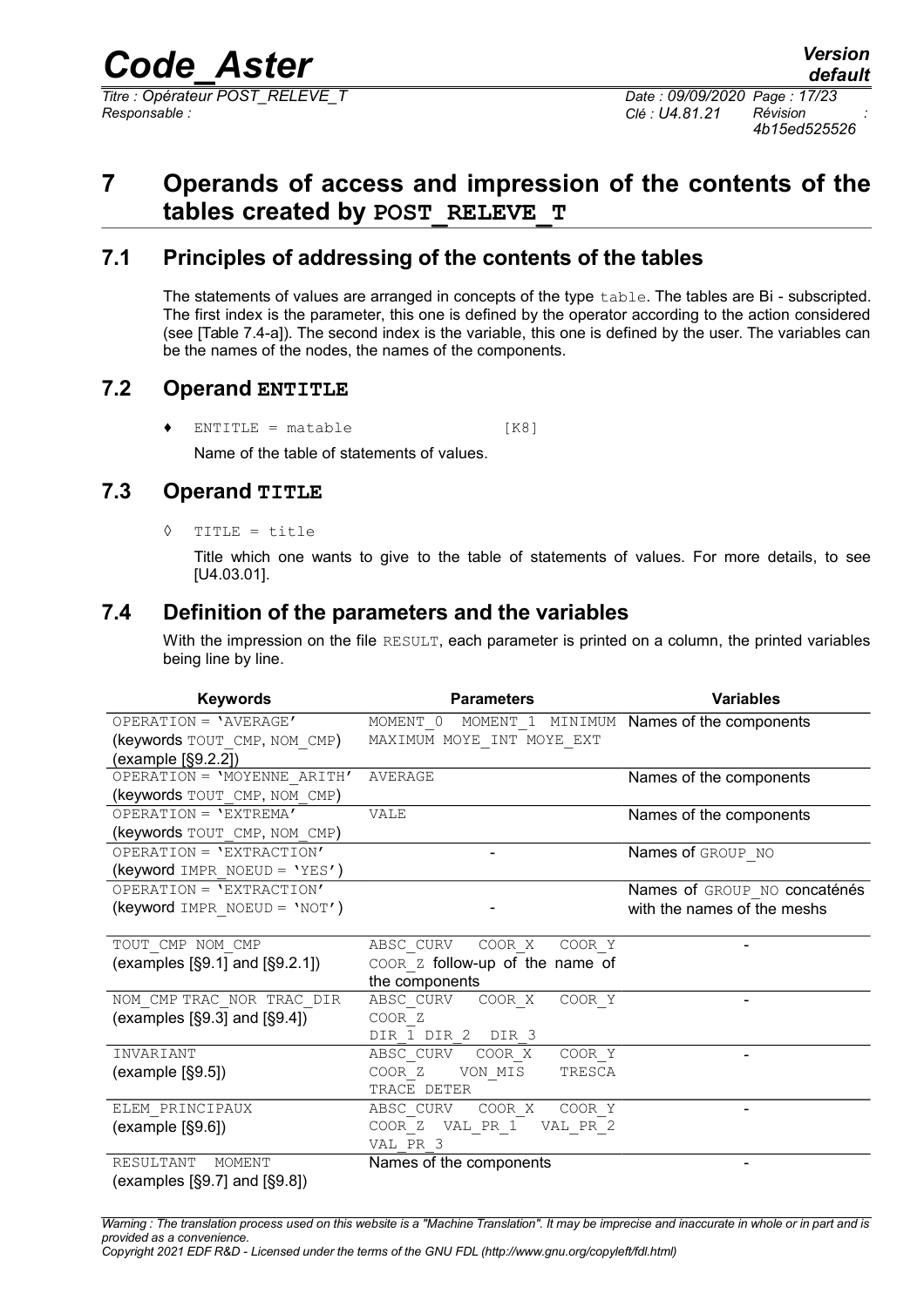# 7 Operands of access and impression of the contents of the tables created by POST_RELEVE_T

## 7.1 Principles of addressing of the contents of the tables

The statements of values are arranged in concepts of the type `table`. The tables are Bi - subscripted. The first index is the parameter, this one is defined by the operator according to the action considered (see [Table 7.4-a]). The second index is the variable, this one is defined by the user. The variables can be the names of the nodes, the names of the components.

## 7.2 Operand ENTITLE

♦ `ENTITLE = matable` [K8]

Name of the table of statements of values.

## 7.3 Operand TITLE

◊ `TITLE = title`

Title which one wants to give to the table of statements of values. For more details, to see [U4.03.01].

## 7.4 Definition of the parameters and the variables

With the impression on the file `RESULT`, each parameter is printed on a column, the printed variables being line by line.

| Keywords | Parameters | Variables |
|---|---|---|
| `OPERATION = 'AVERAGE'` (keywords `TOUT_CMP`, `NOM_CMP`) (example [§9.2.2]) | `MOMENT_0 MOMENT_1 MINIMUM MAXIMUM MOYE_INT MOYE_EXT` | Names of the components |
| `OPERATION = 'MOYENNE_ARITH'` (keywords `TOUT_CMP`, `NOM_CMP`) | `AVERAGE` | Names of the components |
| `OPERATION = 'EXTREMA'` (keywords `TOUT_CMP`, `NOM_CMP`) | `VALE` | Names of the components |
| `OPERATION = 'EXTRACTION'` (keyword `IMPR_NOEUD = 'YES'`) | - | Names of `GROUP_NO` |
| `OPERATION = 'EXTRACTION'` (keyword `IMPR_NOEUD = 'NOT'`) | - | Names of `GROUP_NO` concaténés with the names of the meshs |
| `TOUT_CMP NOM_CMP` (examples [§9.1] and [§9.2.1]) | `ABSC_CURV COOR_X COOR_Y COOR_Z` follow-up of the name of the components | - |
| `NOM_CMP TRAC_NOR TRAC_DIR` (examples [§9.3] and [§9.4]) | `ABSC_CURV COOR_X COOR_Y COOR_Z DIR_1 DIR_2 DIR_3` | - |
| `INVARIANT` (example [§9.5]) | `ABSC_CURV COOR_X COOR_Y COOR_Z VON_MIS TRESCA TRACE DETER` | - |
| `ELEM_PRINCIPAUX` (example [§9.6]) | `ABSC_CURV COOR_X COOR_Y COOR_Z VAL_PR_1 VAL_PR_2 VAL_PR_3` | - |
| `RESULTANT MOMENT` (examples [§9.7] and [§9.8]) | Names of the components | - |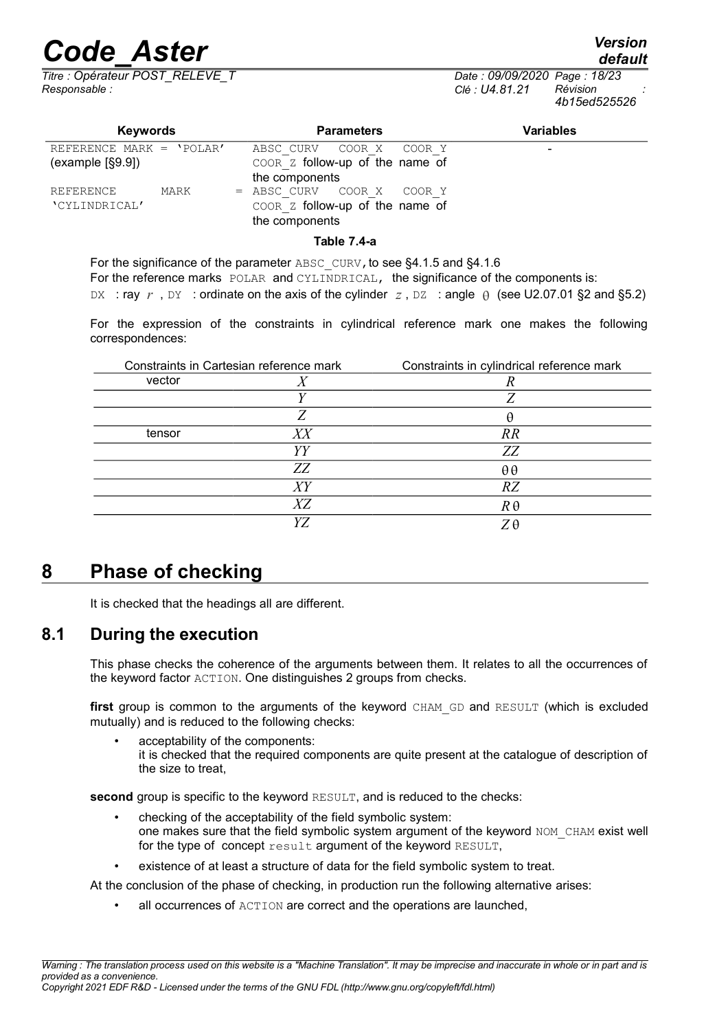| Keywords | Parameters | Variables |
|---|---|---|
| REFERENCE MARK = 'POLAR' (example [§9.9]) | ABSC_CURV COOR_X COOR_Y COOR_Z follow-up of the name of the components | - |
| REFERENCE MARK = 'CYLINDRICAL' | ABSC_CURV COOR_X COOR_Y COOR_Z follow-up of the name of the components | |

**Table 7.4-a**

For the significance of the parameter ABSC_CURV, to see §4.1.5 and §4.1.6
For the reference marks POLAR and CYLINDRICAL, the significance of the components is:
DX : ray $r$ , DY : ordinate on the axis of the cylinder $z$ , DZ : angle $\theta$ (see U2.07.01 §2 and §5.2)

For the expression of the constraints in cylindrical reference mark one makes the following correspondences:

| Constraints in Cartesian reference mark | | Constraints in cylindrical reference mark |
|---|---|---|
| vector | $X$ | $R$ |
| | $Y$ | $Z$ |
| | $Z$ | $\theta$ |
| tensor | $XX$ | $RR$ |
| | $YY$ | $ZZ$ |
| | $ZZ$ | $\theta\theta$ |
| | $XY$ | $RZ$ |
| | $XZ$ | $R\theta$ |
| | $YZ$ | $Z\theta$ |

# 8 Phase of checking

It is checked that the headings all are different.

## 8.1 During the execution

This phase checks the coherence of the arguments between them. It relates to all the occurrences of the keyword factor ACTION. One distinguishes 2 groups from checks.

**first** group is common to the arguments of the keyword CHAM_GD and RESULT (which is excluded mutually) and is reduced to the following checks:

- acceptability of the components:
  it is checked that the required components are quite present at the catalogue of description of the size to treat,

**second** group is specific to the keyword RESULT, and is reduced to the checks:

- checking of the acceptability of the field symbolic system:
  one makes sure that the field symbolic system argument of the keyword NOM_CHAM exist well for the type of concept result argument of the keyword RESULT,
- existence of at least a structure of data for the field symbolic system to treat.

At the conclusion of the phase of checking, in production run the following alternative arises:

- all occurrences of ACTION are correct and the operations are launched,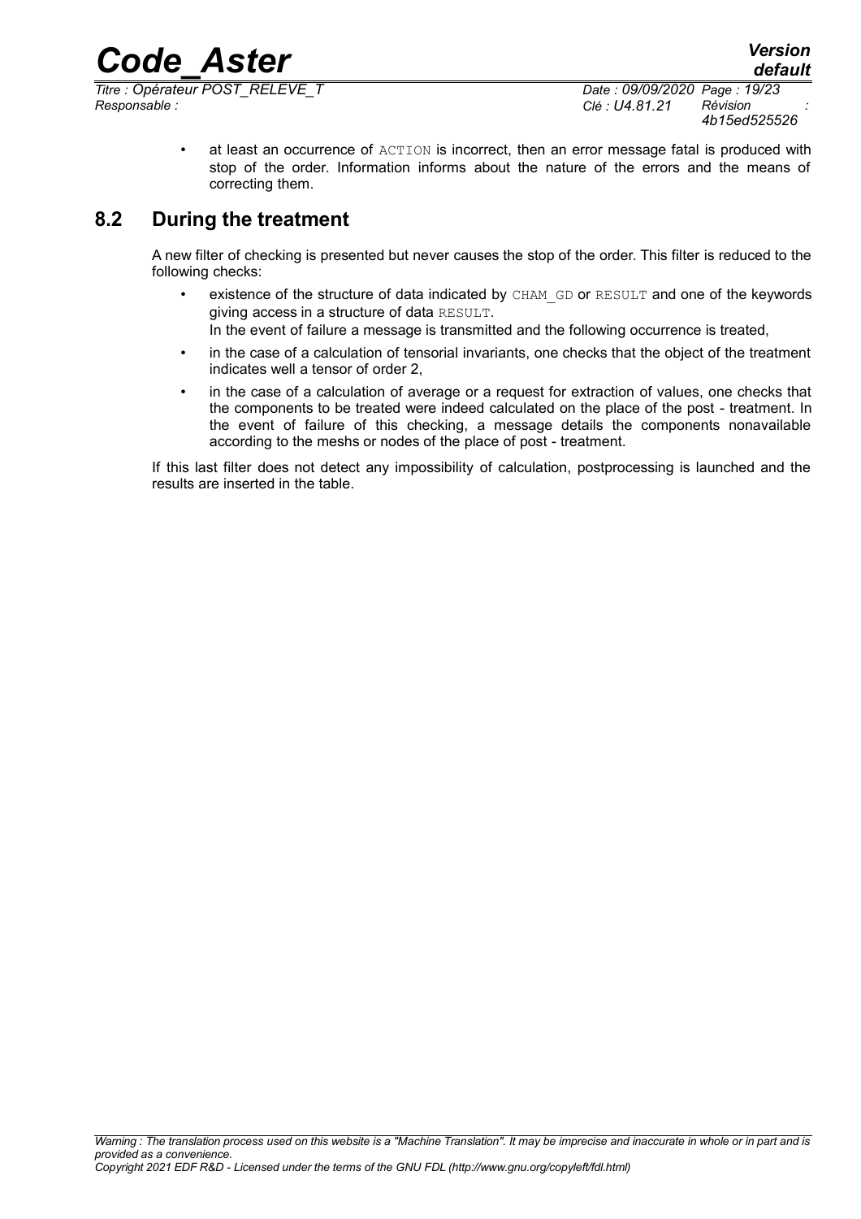- at least an occurrence of ACTION is incorrect, then an error message fatal is produced with stop of the order. Information informs about the nature of the errors and the means of correcting them.

## 8.2 During the treatment

A new filter of checking is presented but never causes the stop of the order. This filter is reduced to the following checks:

- existence of the structure of data indicated by CHAM_GD or RESULT and one of the keywords giving access in a structure of data RESULT.
  In the event of failure a message is transmitted and the following occurrence is treated,
- in the case of a calculation of tensorial invariants, one checks that the object of the treatment indicates well a tensor of order 2,
- in the case of a calculation of average or a request for extraction of values, one checks that the components to be treated were indeed calculated on the place of the post - treatment. In the event of failure of this checking, a message details the components nonavailable according to the meshs or nodes of the place of post - treatment.

If this last filter does not detect any impossibility of calculation, postprocessing is launched and the results are inserted in the table.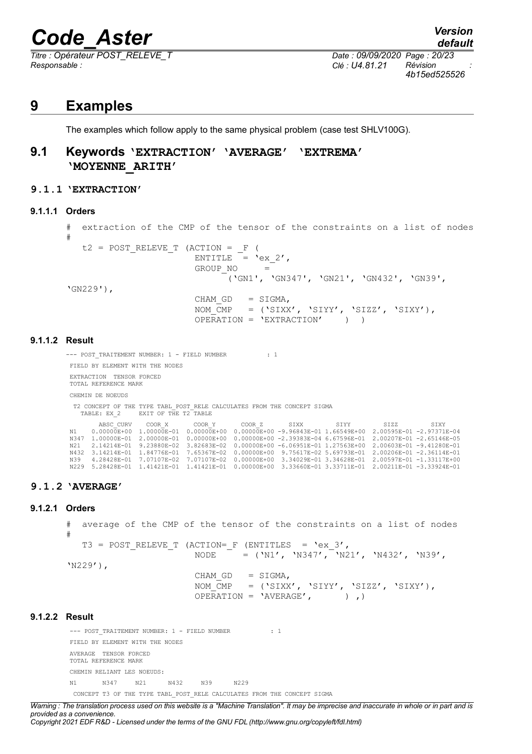# 9 Examples

The examples which follow apply to the same physical problem (case test SHLV100G).

## 9.1 Keywords 'EXTRACTION' 'AVERAGE' 'EXTREMA' 'MOYENNE_ARITH'

### 9.1.1 'EXTRACTION'

#### 9.1.1.1 Orders

```
#  extraction of the CMP of the tensor of the constraints on a list of nodes
#
   t2 = POST_RELEVE_T (ACTION = _F (
                        ENTITLE  = 'ex_2',
                        GROUP_NO     =
                             ('GN1', 'GN347', 'GN21', 'GN432', 'GN39',
'GN229'),
                        CHAM_GD   = SIGMA,
                        NOM_CMP   = ('SIXX', 'SIYY', 'SIZZ', 'SIXY'),
                        OPERATION = 'EXTRACTION'     )  )
```

#### 9.1.1.2 Result

```
--- POST_TRAITEMENT NUMBER: 1 - FIELD NUMBER          : 1
 FIELD BY ELEMENT WITH THE NODES
 EXTRACTION  TENSOR FORCED
 TOTAL REFERENCE MARK
 CHEMIN DE NOEUDS
  T2 CONCEPT OF THE TYPE TABL_POST_RELE CALCULATES FROM THE CONCEPT SIGMA
    TABLE: EX_2     EXIT OF THE T2 TABLE

        ABSC_CURV    COOR_X       COOR_Y       COOR_Z       SIXX         SIYY         SIZZ         SIXY
N1    0.00000E+00  1.00000E-01  0.00000E+00  0.00000E+00 -9.96843E-01 1.66549E+00  2.00595E-01 -2.97371E-04
N347  1.00000E-01  2.00000E-01  0.00000E+00  0.00000E+00 -2.39383E-04 6.67596E-01  2.00207E-01 -2.65146E-05
N21   2.14214E-01  9.23880E-02  3.82683E-02  0.00000E+00 -6.06951E-01 1.27563E+00  2.00603E-01 -9.41280E-01
N432  3.14214E-01  1.84776E-01  7.65367E-02  0.00000E+00  9.75617E-02 5.69793E-01  2.00206E-01 -2.36114E-01
N39   4.28428E-01  7.07107E-02  7.07107E-02  0.00000E+00  3.34029E-01 3.34628E-01  2.00597E-01 -1.33117E+00
N229  5.28428E-01  1.41421E-01  1.41421E-01  0.00000E+00  3.33660E-01 3.33711E-01  2.00211E-01 -3.33924E-01
```

### 9.1.2 'AVERAGE'

#### 9.1.2.1 Orders

```
#  average of the CMP of the tensor of the constraints on a list of nodes
#
   T3 = POST_RELEVE_T (ACTION=_F (ENTITLES  = 'ex_3',
                        NODE      = ('N1', 'N347', 'N21', 'N432', 'N39',
'N229'),
                        CHAM_GD   = SIGMA,
                        NOM_CMP   = ('SIXX', 'SIYY', 'SIZZ', 'SIXY'),
                        OPERATION = 'AVERAGE',       ) ,)
```

#### 9.1.2.2 Result

```
--- POST_TRAITEMENT NUMBER: 1 - FIELD NUMBER          : 1
FIELD BY ELEMENT WITH THE NODES
AVERAGE  TENSOR FORCED
TOTAL REFERENCE MARK
CHEMIN RELIANT LES NOEUDS:
N1       N347     N21      N432     N39      N229
 CONCEPT T3 OF THE TYPE TABL_POST_RELE CALCULATES FROM THE CONCEPT SIGMA
```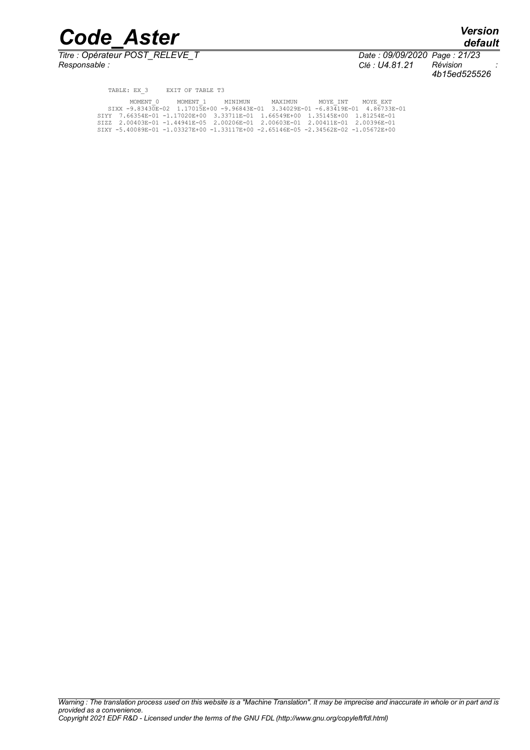```
TABLE: EX_3     EXIT OF TABLE T3

        MOMENT_0     MOMENT_1     MINIMUN      MAXIMUN      MOYE_INT     MOYE_EXT
  SIXX -9.83430E-02  1.17015E+00 -9.96843E-01  3.34029E-01 -6.83419E-01  4.86733E-01
SIYY  7.66354E-01 -1.17020E+00  3.33711E-01  1.66549E+00  1.35145E+00  1.81254E-01
SIZZ  2.00403E-01 -1.44941E-05  2.00206E-01  2.00603E-01  2.00411E-01  2.00396E-01
SIXY -5.40089E-01 -1.03327E+00 -1.33117E+00 -2.65146E-05 -2.34562E-02 -1.05672E+00
```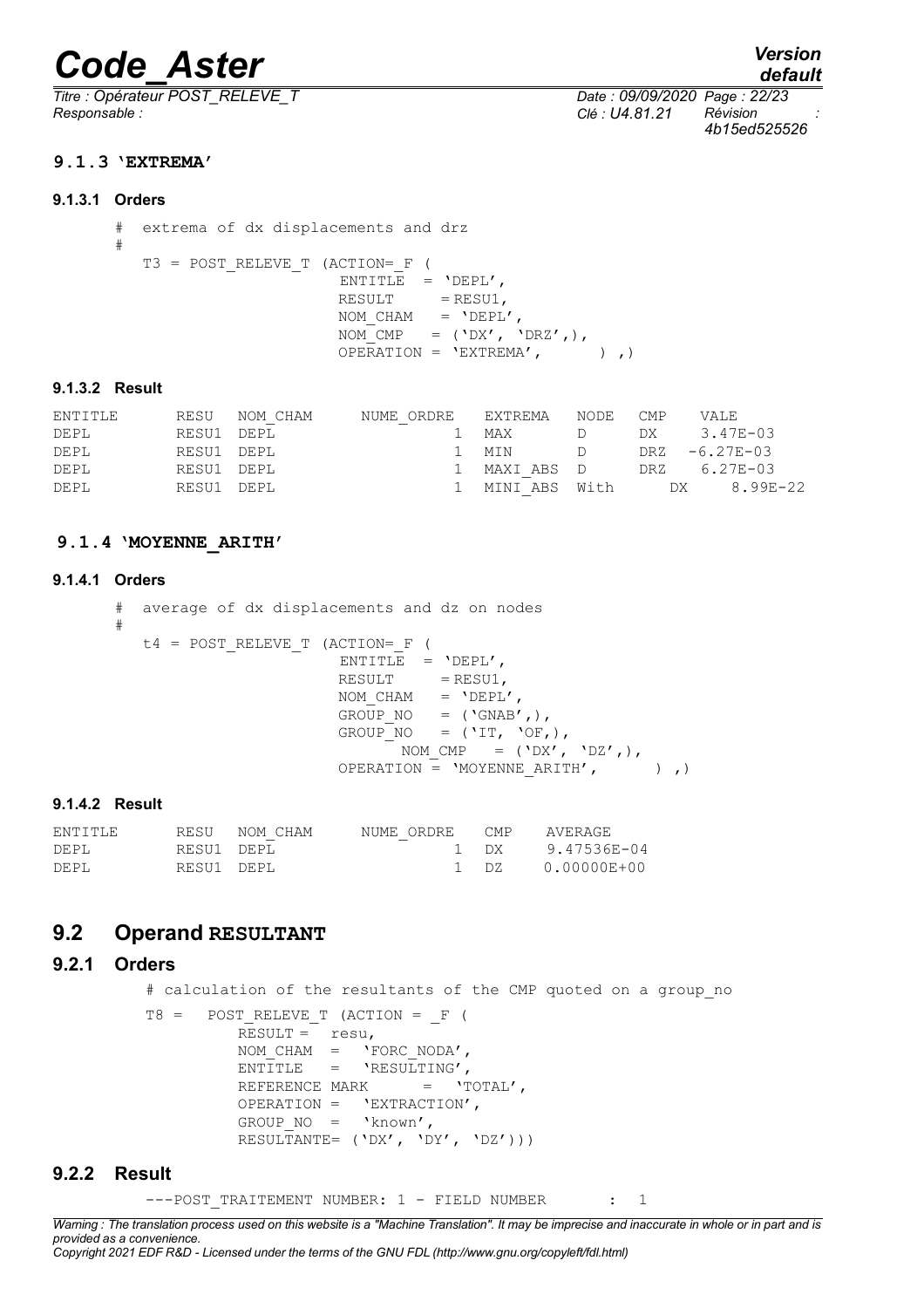### 9.1.3 'EXTREMA'

#### 9.1.3.1 Orders

```
# extrema of dx displacements and drz
#
   T3 = POST_RELEVE_T (ACTION=_F (
                      ENTITLE  = 'DEPL',
                      RESULT     = RESU1,
                      NOM_CHAM   = 'DEPL',
                      NOM_CMP   = ('DX', 'DRZ',),
                      OPERATION = 'EXTREMA',      ) ,)
```

#### 9.1.3.2 Result

```
ENTITLE      RESU  NOM_CHAM     NUME_ORDRE   EXTREMA   NODE  CMP   VALE
DEPL         RESU1 DEPL                  1   MAX       D     DX     3.47E-03
DEPL         RESU1 DEPL                  1   MIN       D     DRZ  -6.27E-03
DEPL         RESU1 DEPL                  1   MAXI_ABS  D     DRZ   6.27E-03
DEPL         RESU1 DEPL                  1   MINI_ABS  With      DX     8.99E-22
```

### 9.1.4 'MOYENNE_ARITH'

#### 9.1.4.1 Orders

```
# average of dx displacements and dz on nodes
#
   t4 = POST_RELEVE_T (ACTION=_F (
                      ENTITLE  = 'DEPL',
                      RESULT     = RESU1,
                      NOM_CHAM   = 'DEPL',
                      GROUP_NO   = ('GNAB',),
                      GROUP_NO   = ('IT, 'OF,),
                            NOM_CMP   = ('DX', 'DZ',),
                      OPERATION = 'MOYENNE_ARITH',      ) ,)
```

#### 9.1.4.2 Result

```
ENTITLE      RESU  NOM_CHAM     NUME_ORDRE   CMP   AVERAGE
DEPL         RESU1 DEPL                  1   DX    9.47536E-04
DEPL         RESU1 DEPL                  1   DZ    0.00000E+00
```

## 9.2 Operand RESULTANT

### 9.2.1 Orders

```
# calculation of the resultants of the CMP quoted on a group_no
T8 =   POST_RELEVE_T (ACTION = _F (
         RESULT =   resu,
         NOM_CHAM  =   'FORC_NODA',
         ENTITLE   =   'RESULTING',
         REFERENCE MARK      =   'TOTAL',
         OPERATION =   'EXTRACTION',
         GROUP_NO  =   'known',
         RESULTANTE= ('DX', 'DY', 'DZ')))
```

### 9.2.2 Result

```
---POST_TRAITEMENT NUMBER: 1 - FIELD NUMBER      :  1
```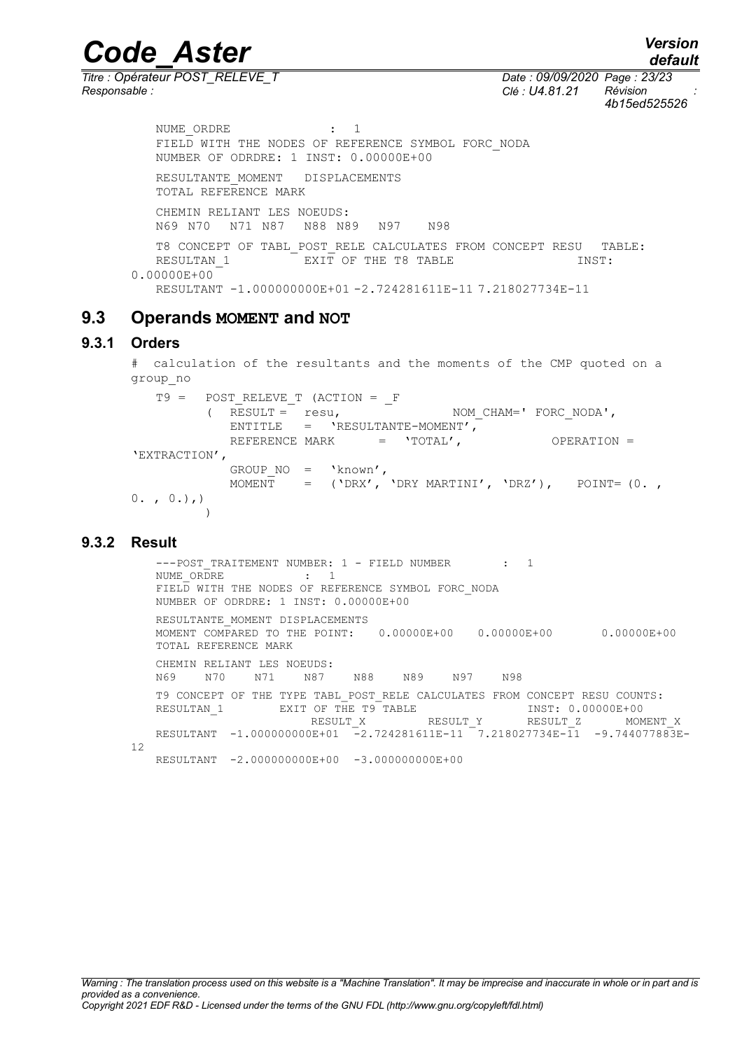```
NUME_ORDRE            :  1
FIELD WITH THE NODES OF REFERENCE SYMBOL FORC_NODA
NUMBER OF ODRDRE: 1 INST: 0.00000E+00

RESULTANTE_MOMENT   DISPLACEMENTS
TOTAL REFERENCE MARK

CHEMIN RELIANT LES NOEUDS:
N69 N70   N71 N87   N88 N89   N97   N98

T8 CONCEPT OF TABL_POST_RELE CALCULATES FROM CONCEPT RESU   TABLE:
RESULTAN_1          EXIT OF THE T8 TABLE                  INST:
0.00000E+00
RESULTANT -1.000000000E+01 -2.724281611E-11 7.218027734E-11
```

## 9.3 Operands MOMENT and NOT

### 9.3.1 Orders

```
# calculation of the resultants and the moments of the CMP quoted on a
group_no

T9 =   POST_RELEVE_T (ACTION = _F
       (  RESULT =  resu,              NOM_CHAM=' FORC_NODA',
          ENTITLE   =  'RESULTANTE-MOMENT',
          REFERENCE MARK      =  'TOTAL',            OPERATION =
'EXTRACTION',
          GROUP_NO  =  'known',
          MOMENT    =  ('DRX', 'DRY MARTINI', 'DRZ'),   POINT= (0. ,
0. , 0.),)
       )
```

### 9.3.2 Result

```
---POST_TRAITEMENT NUMBER: 1 - FIELD NUMBER       :  1
NUME_ORDRE           :  1
FIELD WITH THE NODES OF REFERENCE SYMBOL FORC_NODA
NUMBER OF ODRDRE: 1 INST: 0.00000E+00

RESULTANTE_MOMENT DISPLACEMENTS
MOMENT COMPARED TO THE POINT:    0.00000E+00    0.00000E+00       0.00000E+00
TOTAL REFERENCE MARK

CHEMIN RELIANT LES NOEUDS:
N69    N70    N71    N87    N88    N89    N97    N98

T9 CONCEPT OF THE TYPE TABL_POST_RELE CALCULATES FROM CONCEPT RESU COUNTS:
RESULTAN_1        EXIT OF THE T9 TABLE               INST: 0.00000E+00
                     RESULT_X         RESULT_Y      RESULT_Z       MOMENT_X
RESULTANT  -1.000000000E+01  -2.724281611E-11  7.218027734E-11  -9.744077883E-
12
RESULTANT  -2.000000000E+00  -3.000000000E+00
```